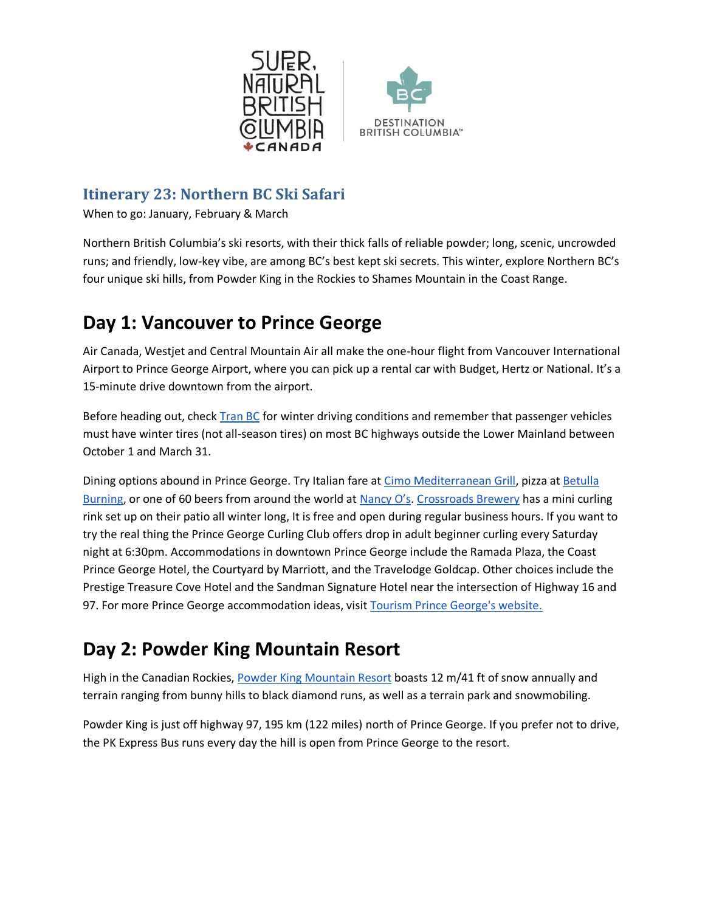### Itinerary 23: Northern BC Ski Safari

When to go: January, February & March

Northern British Columbia's ski resorts, with their thick falls of reliable powder; long, scenic, uncrowded runs; and friendly, low-key vibe, are among BC's best kept ski secrets. This winter, explore Northern BC's four unique ski hills, from Powder King in the Rockies to Shames Mountain in the Coast Range.

## Day 1: Vancouver to Prince George

Air Canada, Westjet and Central Mountain Air all make the one-hour flight from Vancouver International Airport to Prince George Airport, where you can pick up a rental car with Budget, Hertz or National. It's a 15-minute drive downtown from the airport.

Before heading out, check Tran BC for winter driving conditions and remember that passenger vehicles must have winter tires (not all-season tires) on most BC highways outside the Lower Mainland between October 1 and March 31.

Dining options abound in Prince George. Try Italian fare at Cimo Mediterranean Grill, pizza at Betulla Burning, or one of 60 beers from around the world at Nancy O's. Crossroads Brewery has a mini curling rink set up on their patio all winter long, It is free and open during regular business hours. If you want to try the real thing the Prince George Curling Club offers drop in adult beginner curling every Saturday night at 6:30pm. Accommodations in downtown Prince George include the Ramada Plaza, the Coast Prince George Hotel, the Courtyard by Marriott, and the Travelodge Goldcap. Other choices include the Prestige Treasure Cove Hotel and the Sandman Signature Hotel near the intersection of Highway 16 and 97. For more Prince George accommodation ideas, visit Tourism Prince George's website.

## Day 2: Powder King Mountain Resort

High in the Canadian Rockies, Powder King Mountain Resort boasts 12 m/41 ft of snow annually and terrain ranging from bunny hills to black diamond runs, as well as a terrain park and snowmobiling.

Powder King is just off highway 97, 195 km (122 miles) north of Prince George. If you prefer not to drive, the PK Express Bus runs every day the hill is open from Prince George to the resort.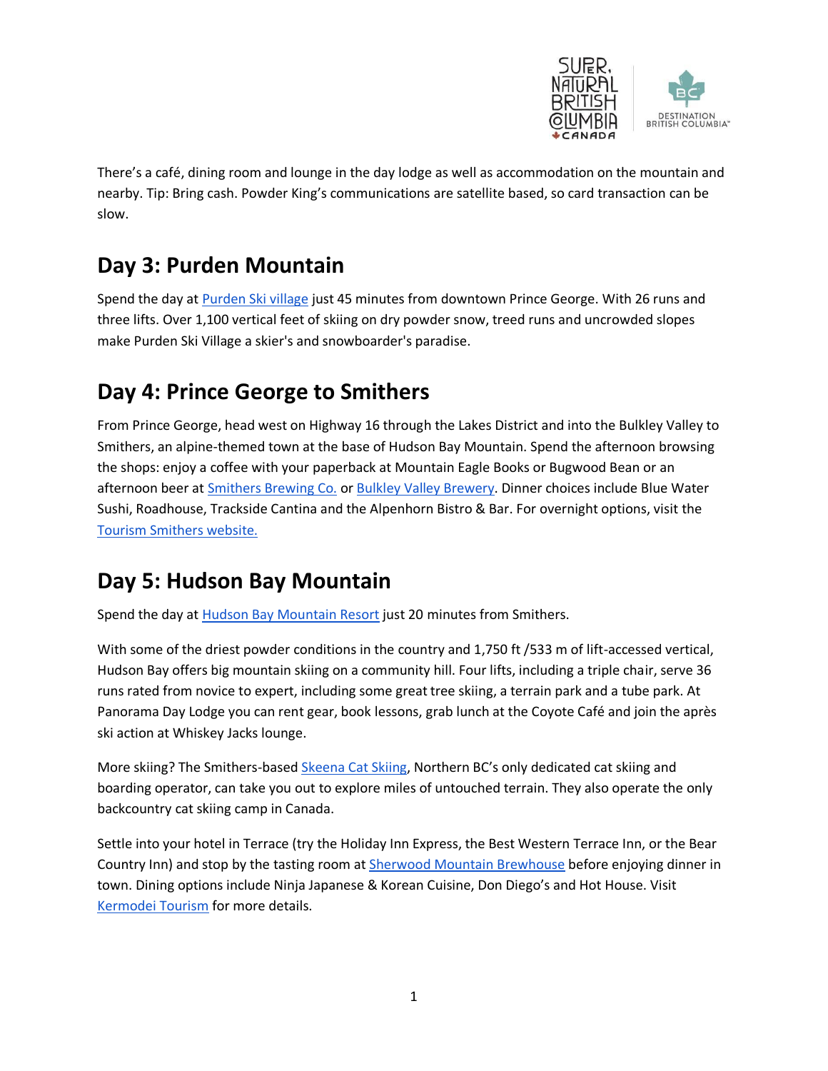There's a café, dining room and lounge in the day lodge as well as accommodation on the mountain and nearby. Tip: Bring cash. Powder King's communications are satellite based, so card transaction can be slow.

## Day 3: Purden Mountain

Spend the day at Purden Ski village just 45 minutes from downtown Prince George. With 26 runs and three lifts. Over 1,100 vertical feet of skiing on dry powder snow, treed runs and uncrowded slopes make Purden Ski Village a skier's and snowboarder's paradise.

## Day 4: Prince George to Smithers

From Prince George, head west on Highway 16 through the Lakes District and into the Bulkley Valley to Smithers, an alpine-themed town at the base of Hudson Bay Mountain. Spend the afternoon browsing the shops: enjoy a coffee with your paperback at Mountain Eagle Books or Bugwood Bean or an afternoon beer at Smithers Brewing Co. or Bulkley Valley Brewery. Dinner choices include Blue Water Sushi, Roadhouse, Trackside Cantina and the Alpenhorn Bistro & Bar. For overnight options, visit the Tourism Smithers website.

## Day 5: Hudson Bay Mountain

Spend the day at Hudson Bay Mountain Resort just 20 minutes from Smithers.

With some of the driest powder conditions in the country and 1,750 ft /533 m of lift-accessed vertical, Hudson Bay offers big mountain skiing on a community hill. Four lifts, including a triple chair, serve 36 runs rated from novice to expert, including some great tree skiing, a terrain park and a tube park. At Panorama Day Lodge you can rent gear, book lessons, grab lunch at the Coyote Café and join the après ski action at Whiskey Jacks lounge.

More skiing? The Smithers-based Skeena Cat Skiing, Northern BC's only dedicated cat skiing and boarding operator, can take you out to explore miles of untouched terrain. They also operate the only backcountry cat skiing camp in Canada.

Settle into your hotel in Terrace (try the Holiday Inn Express, the Best Western Terrace Inn, or the Bear Country Inn) and stop by the tasting room at Sherwood Mountain Brewhouse before enjoying dinner in town. Dining options include Ninja Japanese & Korean Cuisine, Don Diego's and Hot House. Visit Kermodei Tourism for more details.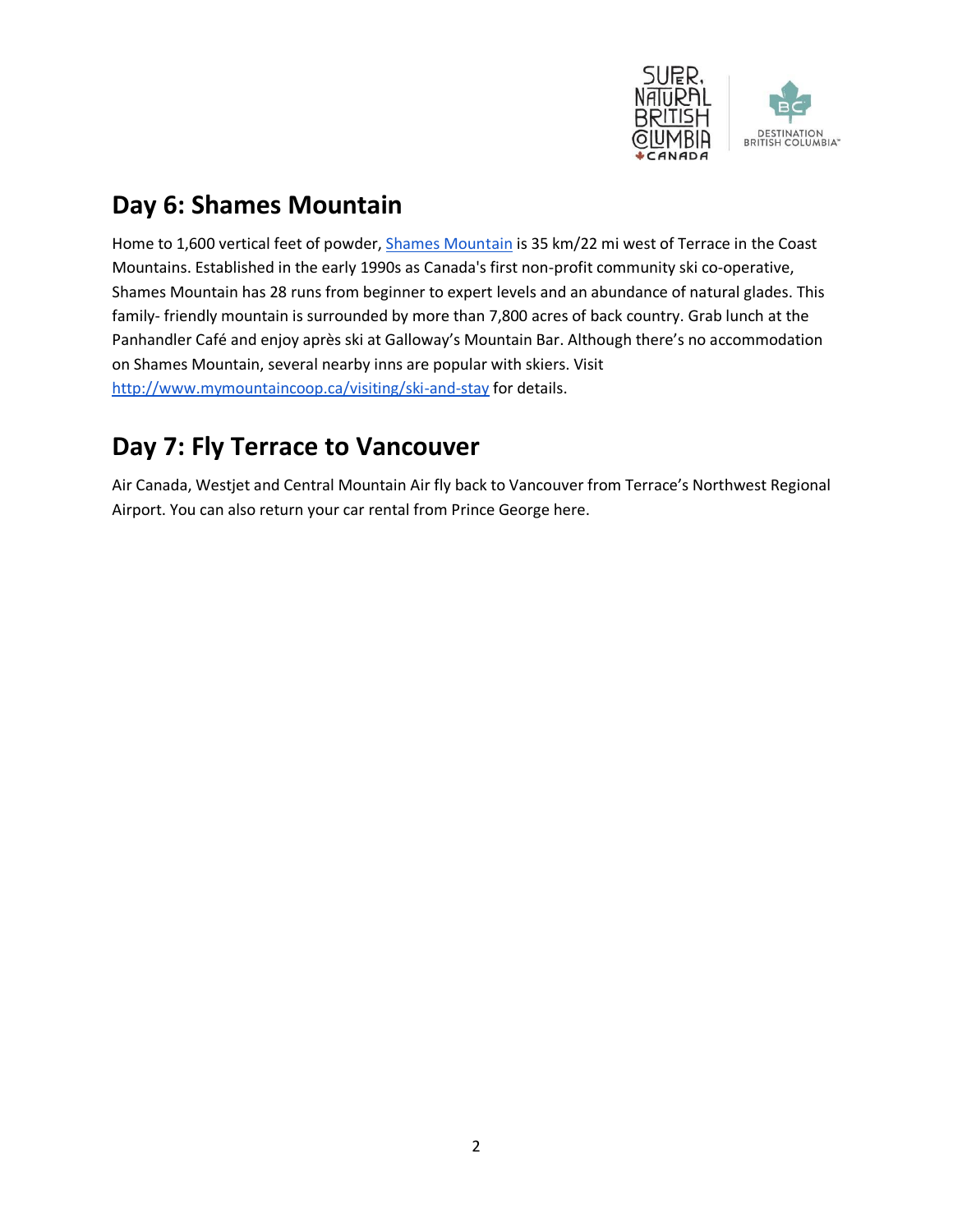## Day 6: Shames Mountain

Home to 1,600 vertical feet of powder, [Shames Mountain](Shames Mountain) is 35 km/22 mi west of Terrace in the Coast Mountains. Established in the early 1990s as Canada's first non-profit community ski co-operative, Shames Mountain has 28 runs from beginner to expert levels and an abundance of natural glades. This family- friendly mountain is surrounded by more than 7,800 acres of back country. Grab lunch at the Panhandler Café and enjoy après ski at Galloway's Mountain Bar. Although there's no accommodation on Shames Mountain, several nearby inns are popular with skiers. Visit http://www.mymountaincoop.ca/visiting/ski-and-stay for details.

## Day 7: Fly Terrace to Vancouver

Air Canada, Westjet and Central Mountain Air fly back to Vancouver from Terrace's Northwest Regional Airport. You can also return your car rental from Prince George here.